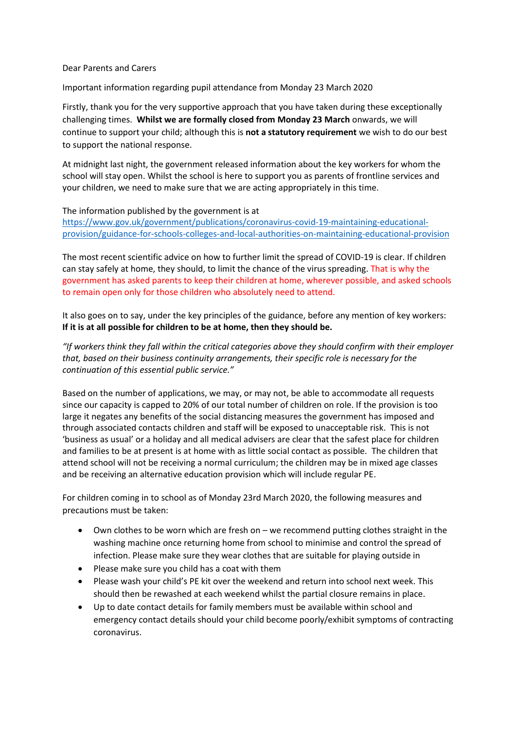Dear Parents and Carers

Important information regarding pupil attendance from Monday 23 March 2020

Firstly, thank you for the very supportive approach that you have taken during these exceptionally challenging times. **Whilst we are formally closed from Monday 23 March** onwards, we will continue to support your child; although this is **not a statutory requirement** we wish to do our best to support the national response.

At midnight last night, the government released information about the key workers for whom the school will stay open. Whilst the school is here to support you as parents of frontline services and your children, we need to make sure that we are acting appropriately in this time.

The information published by the government is at
[https://www.gov.uk/government/publications/coronavirus-covid-19-maintaining-educational-provision/guidance-for-schools-colleges-and-local-authorities-on-maintaining-educational-provision](https://www.gov.uk/government/publications/coronavirus-covid-19-maintaining-educational-provision/guidance-for-schools-colleges-and-local-authorities-on-maintaining-educational-provision)

The most recent scientific advice on how to further limit the spread of COVID-19 is clear. If children can stay safely at home, they should, to limit the chance of the virus spreading. That is why the government has asked parents to keep their children at home, wherever possible, and asked schools to remain open only for those children who absolutely need to attend.

It also goes on to say, under the key principles of the guidance, before any mention of key workers:
**If it is at all possible for children to be at home, then they should be.**

*"If workers think they fall within the critical categories above they should confirm with their employer that, based on their business continuity arrangements, their specific role is necessary for the continuation of this essential public service."*

Based on the number of applications, we may, or may not, be able to accommodate all requests since our capacity is capped to 20% of our total number of children on role. If the provision is too large it negates any benefits of the social distancing measures the government has imposed and through associated contacts children and staff will be exposed to unacceptable risk. This is not 'business as usual' or a holiday and all medical advisers are clear that the safest place for children and families to be at present is at home with as little social contact as possible. The children that attend school will not be receiving a normal curriculum; the children may be in mixed age classes and be receiving an alternative education provision which will include regular PE.

For children coming in to school as of Monday 23rd March 2020, the following measures and precautions must be taken:

- Own clothes to be worn which are fresh on – we recommend putting clothes straight in the washing machine once returning home from school to minimise and control the spread of infection. Please make sure they wear clothes that are suitable for playing outside in
- Please make sure you child has a coat with them
- Please wash your child's PE kit over the weekend and return into school next week. This should then be rewashed at each weekend whilst the partial closure remains in place.
- Up to date contact details for family members must be available within school and emergency contact details should your child become poorly/exhibit symptoms of contracting coronavirus.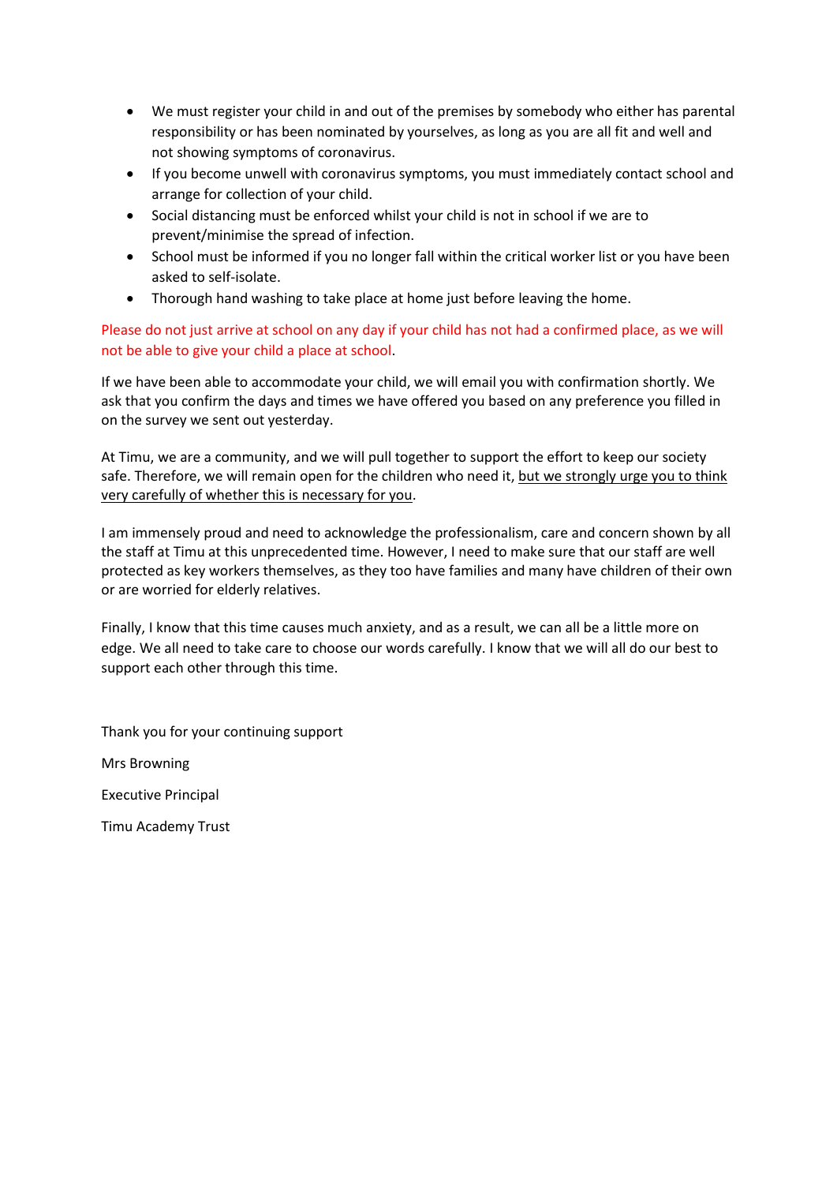- We must register your child in and out of the premises by somebody who either has parental responsibility or has been nominated by yourselves, as long as you are all fit and well and not showing symptoms of coronavirus.
- If you become unwell with coronavirus symptoms, you must immediately contact school and arrange for collection of your child.
- Social distancing must be enforced whilst your child is not in school if we are to prevent/minimise the spread of infection.
- School must be informed if you no longer fall within the critical worker list or you have been asked to self-isolate.
- Thorough hand washing to take place at home just before leaving the home.

Please do not just arrive at school on any day if your child has not had a confirmed place, as we will not be able to give your child a place at school.

If we have been able to accommodate your child, we will email you with confirmation shortly. We ask that you confirm the days and times we have offered you based on any preference you filled in on the survey we sent out yesterday.

At Timu, we are a community, and we will pull together to support the effort to keep our society safe. Therefore, we will remain open for the children who need it, but we strongly urge you to think very carefully of whether this is necessary for you.

I am immensely proud and need to acknowledge the professionalism, care and concern shown by all the staff at Timu at this unprecedented time. However, I need to make sure that our staff are well protected as key workers themselves, as they too have families and many have children of their own or are worried for elderly relatives.

Finally, I know that this time causes much anxiety, and as a result, we can all be a little more on edge. We all need to take care to choose our words carefully. I know that we will all do our best to support each other through this time.

Thank you for your continuing support

Mrs Browning

Executive Principal

Timu Academy Trust